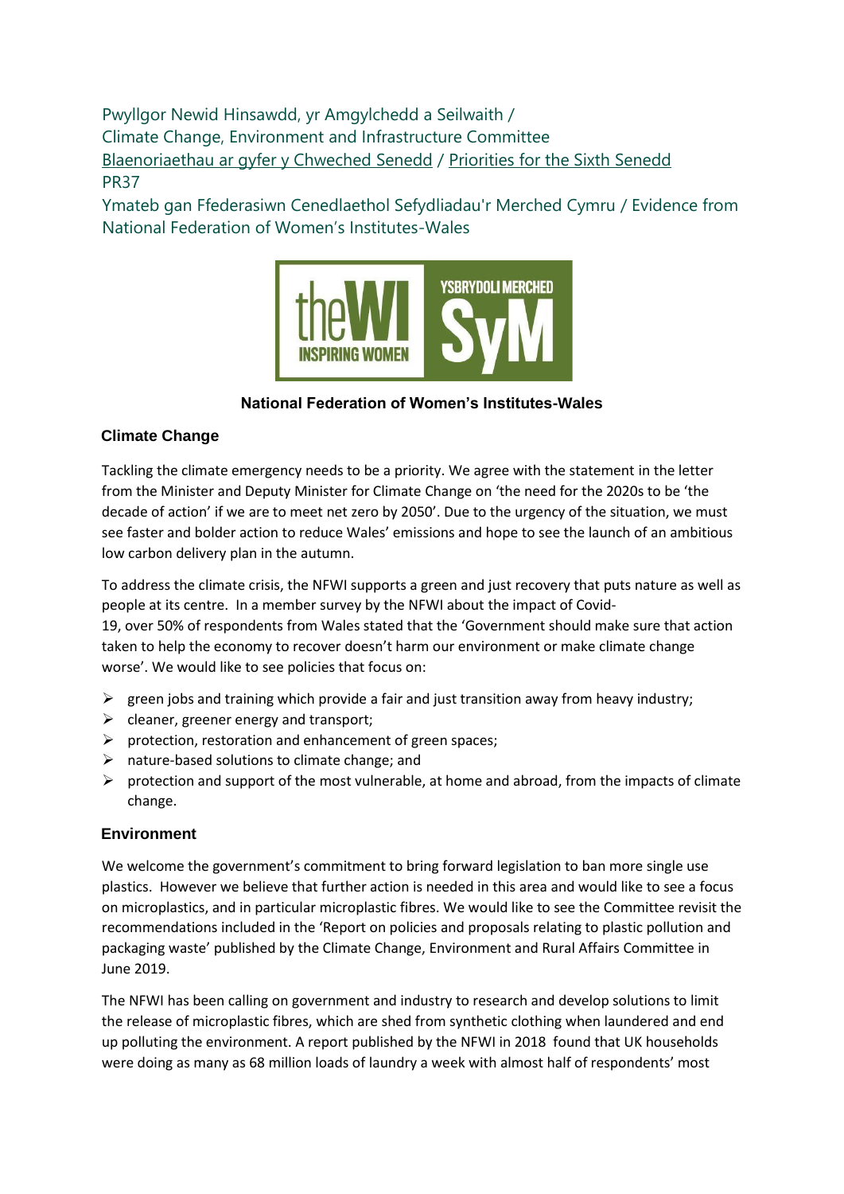Pwyllgor Newid Hinsawdd, yr Amgylchedd a Seilwaith /
Climate Change, Environment and Infrastructure Committee
Blaenoriaethau ar gyfer y Chweched Senedd / Priorities for the Sixth Senedd
PR37
Ymateb gan Ffederasiwn Cenedlaethol Sefydliadau'r Merched Cymru / Evidence from National Federation of Women's Institutes-Wales

**National Federation of Women's Institutes-Wales**

## Climate Change

Tackling the climate emergency needs to be a priority. We agree with the statement in the letter from the Minister and Deputy Minister for Climate Change on 'the need for the 2020s to be 'the decade of action' if we are to meet net zero by 2050'. Due to the urgency of the situation, we must see faster and bolder action to reduce Wales' emissions and hope to see the launch of an ambitious low carbon delivery plan in the autumn.

To address the climate crisis, the NFWI supports a green and just recovery that puts nature as well as people at its centre. In a member survey by the NFWI about the impact of Covid-19, over 50% of respondents from Wales stated that the 'Government should make sure that action taken to help the economy to recover doesn't harm our environment or make climate change worse'. We would like to see policies that focus on:

- green jobs and training which provide a fair and just transition away from heavy industry;
- cleaner, greener energy and transport;
- protection, restoration and enhancement of green spaces;
- nature-based solutions to climate change; and
- protection and support of the most vulnerable, at home and abroad, from the impacts of climate change.

## Environment

We welcome the government's commitment to bring forward legislation to ban more single use plastics. However we believe that further action is needed in this area and would like to see a focus on microplastics, and in particular microplastic fibres. We would like to see the Committee revisit the recommendations included in the 'Report on policies and proposals relating to plastic pollution and packaging waste' published by the Climate Change, Environment and Rural Affairs Committee in June 2019.

The NFWI has been calling on government and industry to research and develop solutions to limit the release of microplastic fibres, which are shed from synthetic clothing when laundered and end up polluting the environment. A report published by the NFWI in 2018 found that UK households were doing as many as 68 million loads of laundry a week with almost half of respondents' most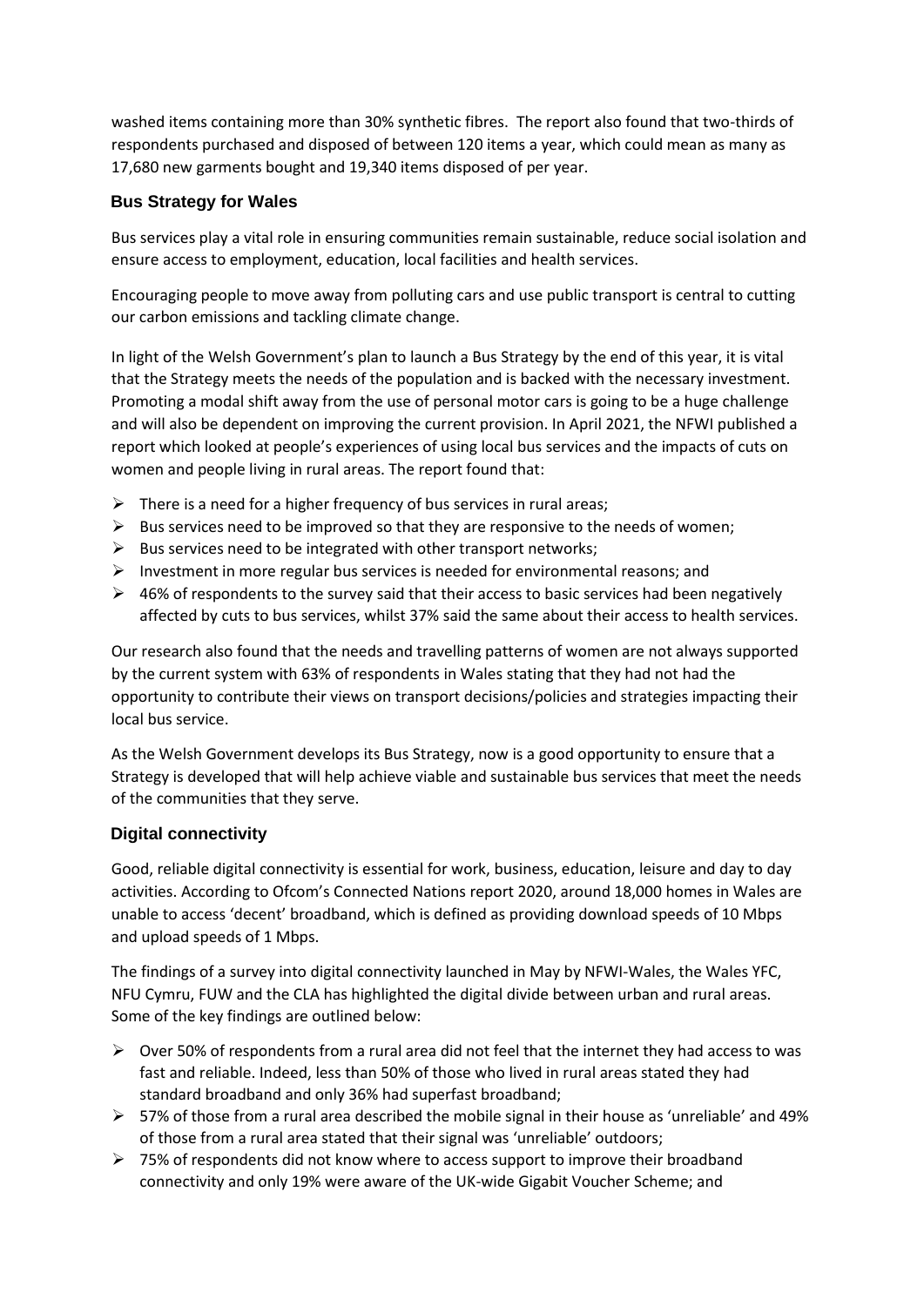washed items containing more than 30% synthetic fibres. The report also found that two-thirds of respondents purchased and disposed of between 120 items a year, which could mean as many as 17,680 new garments bought and 19,340 items disposed of per year.

## Bus Strategy for Wales

Bus services play a vital role in ensuring communities remain sustainable, reduce social isolation and ensure access to employment, education, local facilities and health services.

Encouraging people to move away from polluting cars and use public transport is central to cutting our carbon emissions and tackling climate change.

In light of the Welsh Government's plan to launch a Bus Strategy by the end of this year, it is vital that the Strategy meets the needs of the population and is backed with the necessary investment. Promoting a modal shift away from the use of personal motor cars is going to be a huge challenge and will also be dependent on improving the current provision. In April 2021, the NFWI published a report which looked at people's experiences of using local bus services and the impacts of cuts on women and people living in rural areas. The report found that:

- There is a need for a higher frequency of bus services in rural areas;
- Bus services need to be improved so that they are responsive to the needs of women;
- Bus services need to be integrated with other transport networks;
- Investment in more regular bus services is needed for environmental reasons; and
- 46% of respondents to the survey said that their access to basic services had been negatively affected by cuts to bus services, whilst 37% said the same about their access to health services.

Our research also found that the needs and travelling patterns of women are not always supported by the current system with 63% of respondents in Wales stating that they had not had the opportunity to contribute their views on transport decisions/policies and strategies impacting their local bus service.

As the Welsh Government develops its Bus Strategy, now is a good opportunity to ensure that a Strategy is developed that will help achieve viable and sustainable bus services that meet the needs of the communities that they serve.

## Digital connectivity

Good, reliable digital connectivity is essential for work, business, education, leisure and day to day activities. According to Ofcom's Connected Nations report 2020, around 18,000 homes in Wales are unable to access 'decent' broadband, which is defined as providing download speeds of 10 Mbps and upload speeds of 1 Mbps.

The findings of a survey into digital connectivity launched in May by NFWI-Wales, the Wales YFC, NFU Cymru, FUW and the CLA has highlighted the digital divide between urban and rural areas. Some of the key findings are outlined below:

- Over 50% of respondents from a rural area did not feel that the internet they had access to was fast and reliable. Indeed, less than 50% of those who lived in rural areas stated they had standard broadband and only 36% had superfast broadband;
- 57% of those from a rural area described the mobile signal in their house as 'unreliable' and 49% of those from a rural area stated that their signal was 'unreliable' outdoors;
- 75% of respondents did not know where to access support to improve their broadband connectivity and only 19% were aware of the UK-wide Gigabit Voucher Scheme; and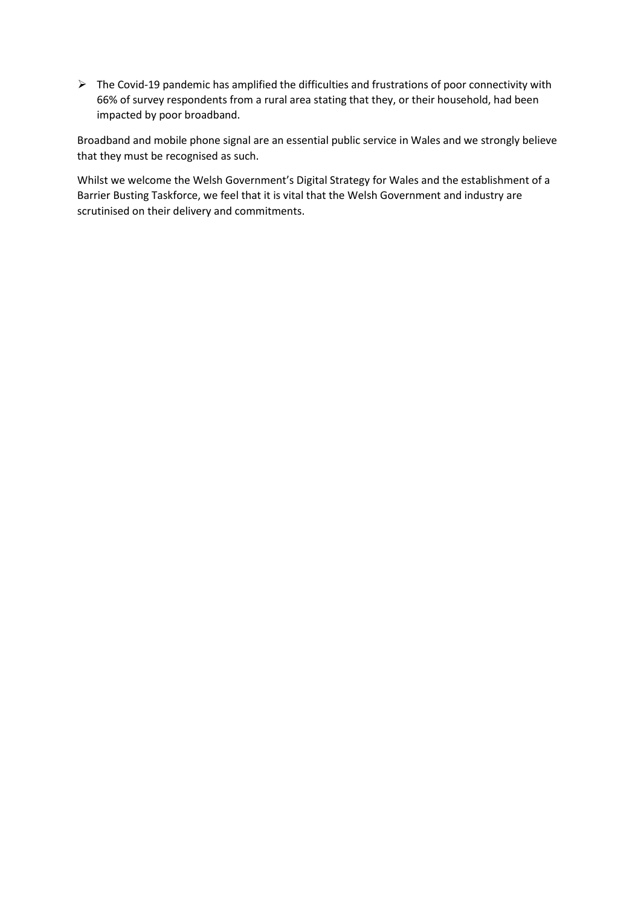- The Covid-19 pandemic has amplified the difficulties and frustrations of poor connectivity with 66% of survey respondents from a rural area stating that they, or their household, had been impacted by poor broadband.

Broadband and mobile phone signal are an essential public service in Wales and we strongly believe that they must be recognised as such.

Whilst we welcome the Welsh Government's Digital Strategy for Wales and the establishment of a Barrier Busting Taskforce, we feel that it is vital that the Welsh Government and industry are scrutinised on their delivery and commitments.